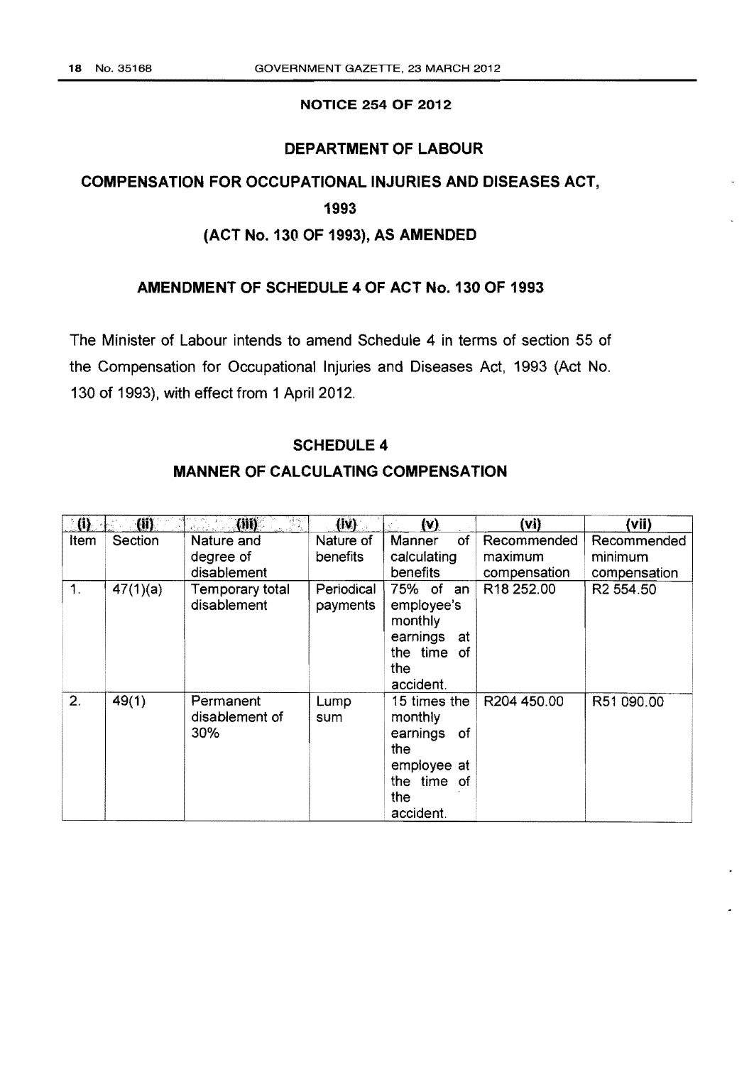**NOTICE 254 OF 2012**

**DEPARTMENT OF LABOUR**

**COMPENSATION FOR OCCUPATIONAL INJURIES AND DISEASES ACT, 1993**

**(ACT No. 130 OF 1993), AS AMENDED**

**AMENDMENT OF SCHEDULE 4 OF ACT No. 130 OF 1993**

The Minister of Labour intends to amend Schedule 4 in terms of section 55 of the Compensation for Occupational Injuries and Diseases Act, 1993 (Act No. 130 of 1993), with effect from 1 April 2012.

**SCHEDULE 4**

**MANNER OF CALCULATING COMPENSATION**

| (i) | (ii) | (iii) | (iv) | (v) | (vi) | (vii) |
|---|---|---|---|---|---|---|
| Item | Section | Nature and degree of disablement | Nature of benefits | Manner of calculating benefits | Recommended maximum compensation | Recommended minimum compensation |
| 1. | 47(1)(a) | Temporary total disablement | Periodical payments | 75% of an employee's monthly earnings at the time of the accident. | R18 252.00 | R2 554.50 |
| 2. | 49(1) | Permanent disablement of 30% | Lump sum | 15 times the monthly earnings of the employee at the time of the accident. | R204 450.00 | R51 090.00 |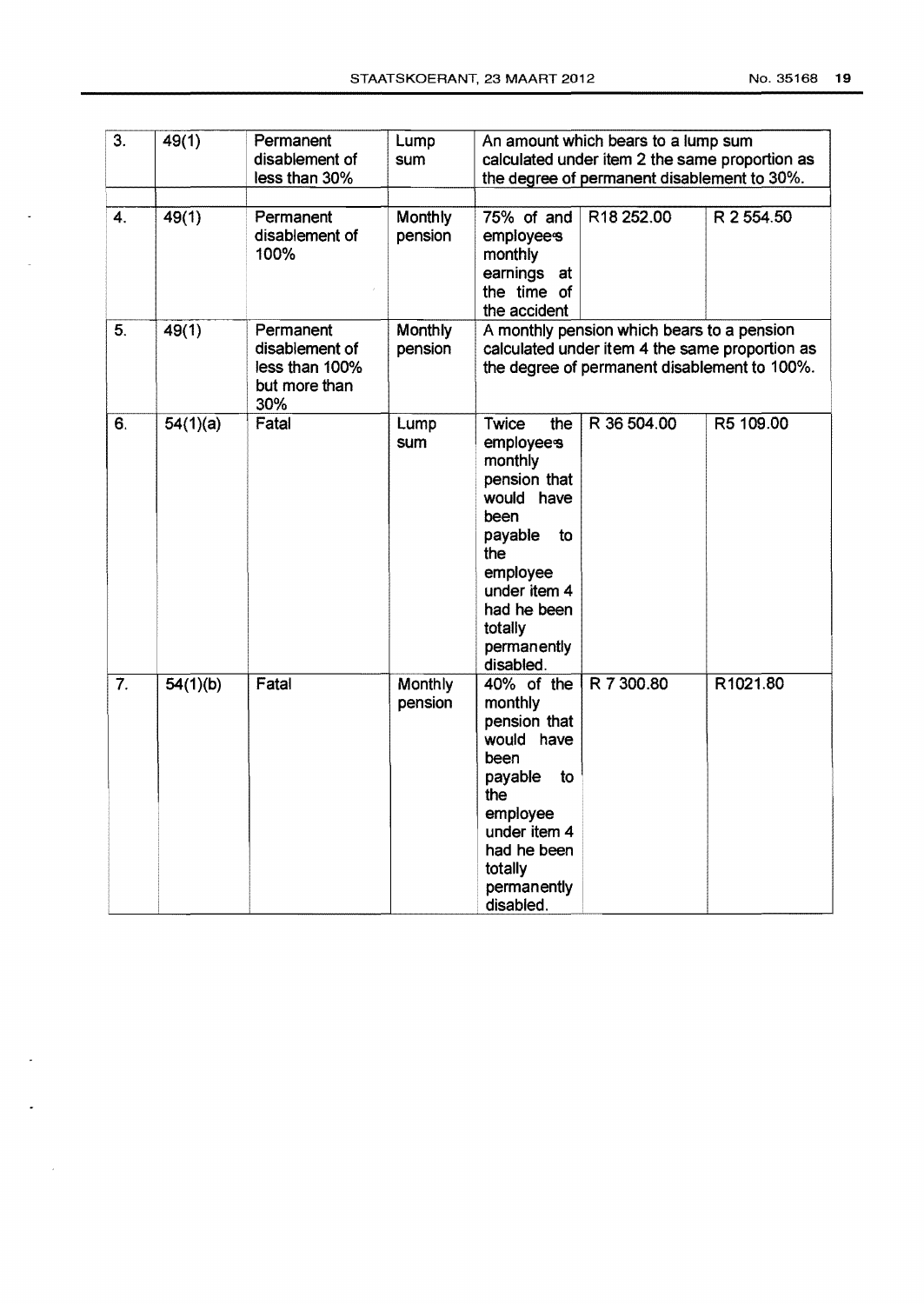| 3. | 49(1) | Permanent disablement of less than 30% | Lump sum | An amount which bears to a lump sum calculated under item 2 the same proportion as the degree of permanent disablement to 30%. | | |
|---|---|---|---|---|---|---|
| | | | | | | |
| 4. | 49(1) | Permanent disablement of 100% | Monthly pension | 75% of and employee's monthly earnings at the time of the accident | R18 252.00 | R 2 554.50 |
| 5. | 49(1) | Permanent disablement of less than 100% but more than 30% | Monthly pension | A monthly pension which bears to a pension calculated under item 4 the same proportion as the degree of permanent disablement to 100%. | | |
| 6. | 54(1)(a) | Fatal | Lump sum | Twice the employee's monthly pension that would have been payable to the employee under item 4 had he been totally permanently disabled. | R 36 504.00 | R5 109.00 |
| 7. | 54(1)(b) | Fatal | Monthly pension | 40% of the monthly pension that would have been payable to the employee under item 4 had he been totally permanently disabled. | R 7 300.80 | R1021.80 |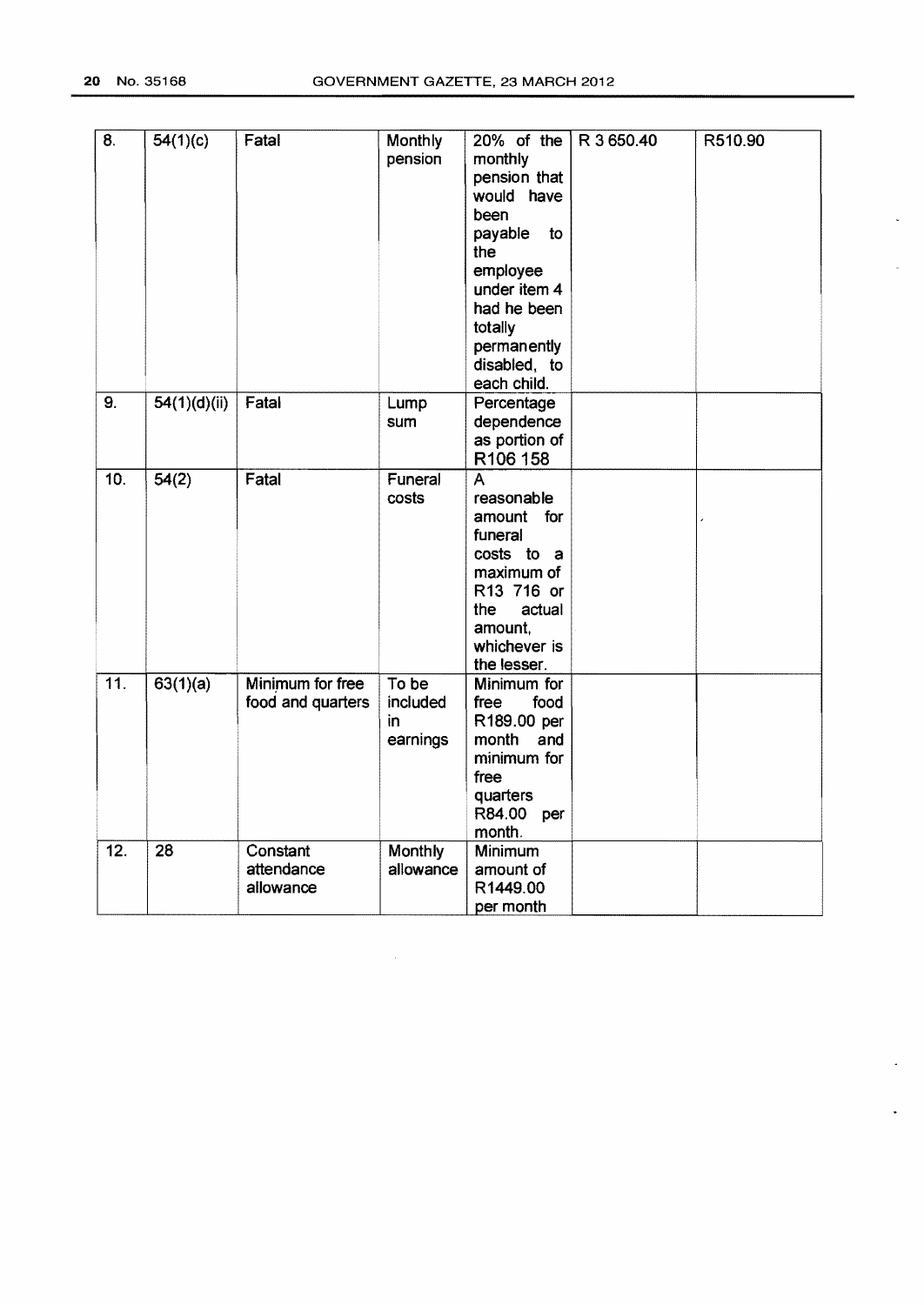| 8. | 54(1)(c) | Fatal | Monthly pension | 20% of the monthly pension that would have been payable to the employee under item 4 had he been totally permanently disabled, to each child. | R 3 650.40 | R510.90 |
|---|---|---|---|---|---|---|
| 9. | 54(1)(d)(ii) | Fatal | Lump sum | Percentage dependence as portion of R106 158 | | |
| 10. | 54(2) | Fatal | Funeral costs | A reasonable amount for funeral costs to a maximum of R13 716 or the actual amount, whichever is the lesser. | | |
| 11. | 63(1)(a) | Minimum for free food and quarters | To be included in earnings | Minimum for free food R189.00 per month and minimum for free quarters R84.00 per month. | | |
| 12. | 28 | Constant attendance allowance | Monthly allowance | Minimum amount of R1449.00 per month | | |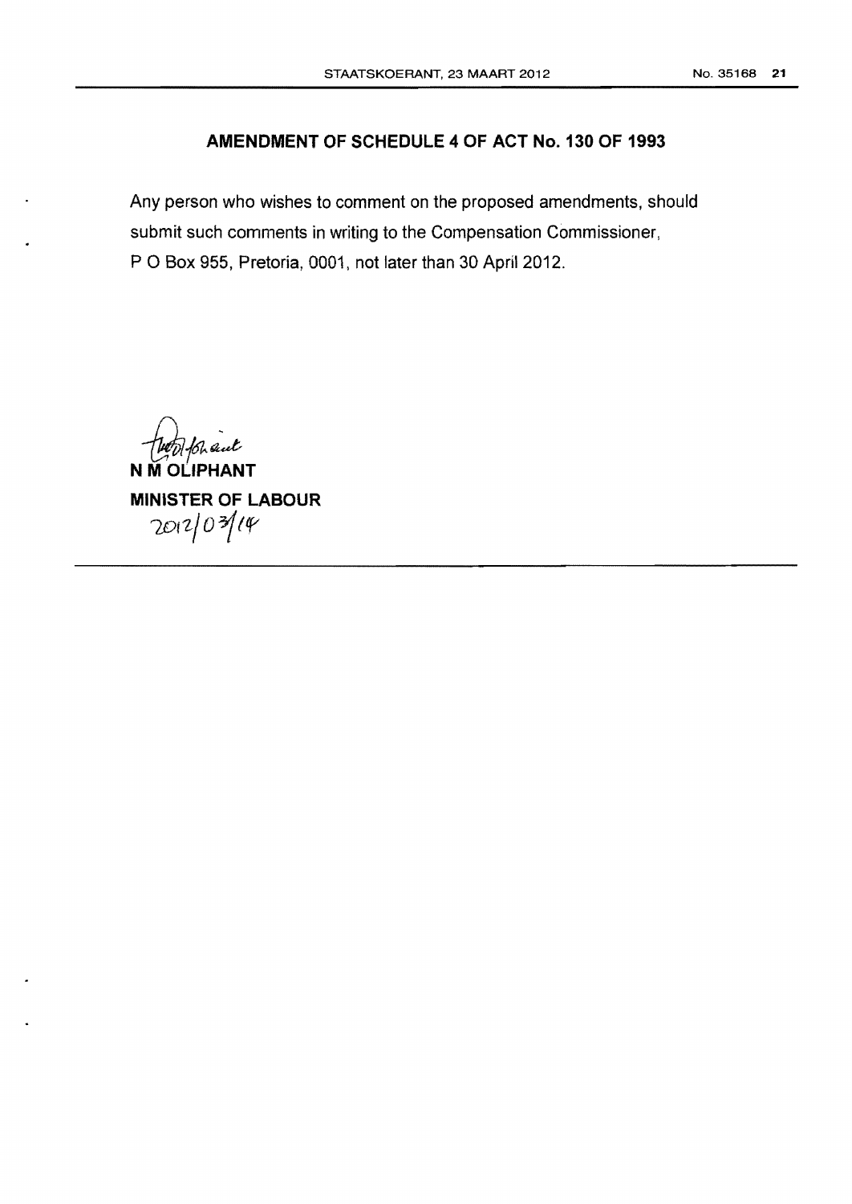## AMENDMENT OF SCHEDULE 4 OF ACT No. 130 OF 1993

Any person who wishes to comment on the proposed amendments, should submit such comments in writing to the Compensation Commissioner, P O Box 955, Pretoria, 0001, not later than 30 April 2012.

**N M OLIPHANT**

**MINISTER OF LABOUR**

2012/03/14